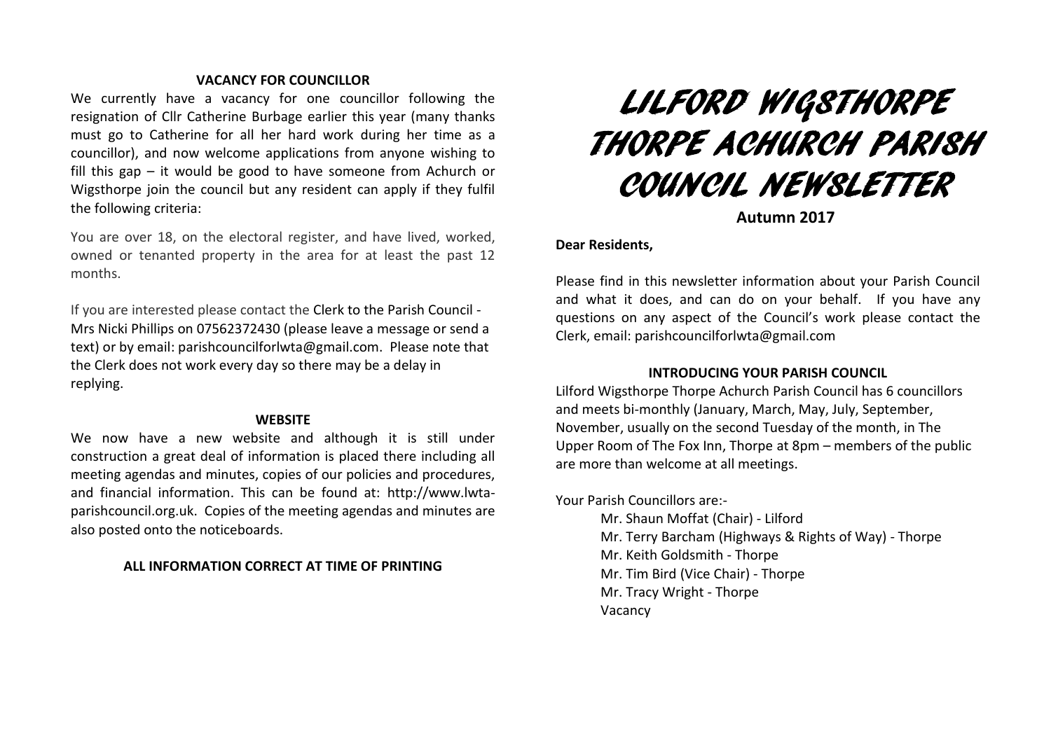# LILFORD WIGSTHORPE THORPE ACHURCH PARISH COUNCIL NEWSLETTER

**Autumn 2017**

**Dear Residents,**

Please find in this newsletter information about your Parish Council and what it does, and can do on your behalf. If you have any questions on any aspect of the Council's work please contact the Clerk, email: parishcouncilforlwta@gmail.com

### INTRODUCING YOUR PARISH COUNCIL

Lilford Wigsthorpe Thorpe Achurch Parish Council has 6 councillors and meets bi-monthly (January, March, May, July, September, November, usually on the second Tuesday of the month, in The Upper Room of The Fox Inn, Thorpe at 8pm – members of the public are more than welcome at all meetings.

Your Parish Councillors are:-

- Mr. Shaun Moffat (Chair) - Lilford
- Mr. Terry Barcham (Highways & Rights of Way) - Thorpe
- Mr. Keith Goldsmith - Thorpe
- Mr. Tim Bird (Vice Chair) - Thorpe
- Mr. Tracy Wright - Thorpe
- Vacancy

### VACANCY FOR COUNCILLOR

We currently have a vacancy for one councillor following the resignation of Cllr Catherine Burbage earlier this year (many thanks must go to Catherine for all her hard work during her time as a councillor), and now welcome applications from anyone wishing to fill this gap – it would be good to have someone from Achurch or Wigsthorpe join the council but any resident can apply if they fulfil the following criteria:

You are over 18, on the electoral register, and have lived, worked, owned or tenanted property in the area for at least the past 12 months.

If you are interested please contact the Clerk to the Parish Council - Mrs Nicki Phillips on 07562372430 (please leave a message or send a text) or by email: parishcouncilforlwta@gmail.com. Please note that the Clerk does not work every day so there may be a delay in replying.

### WEBSITE

We now have a new website and although it is still under construction a great deal of information is placed there including all meeting agendas and minutes, copies of our policies and procedures, and financial information. This can be found at: http://www.lwta-parishcouncil.org.uk. Copies of the meeting agendas and minutes are also posted onto the noticeboards.

**ALL INFORMATION CORRECT AT TIME OF PRINTING**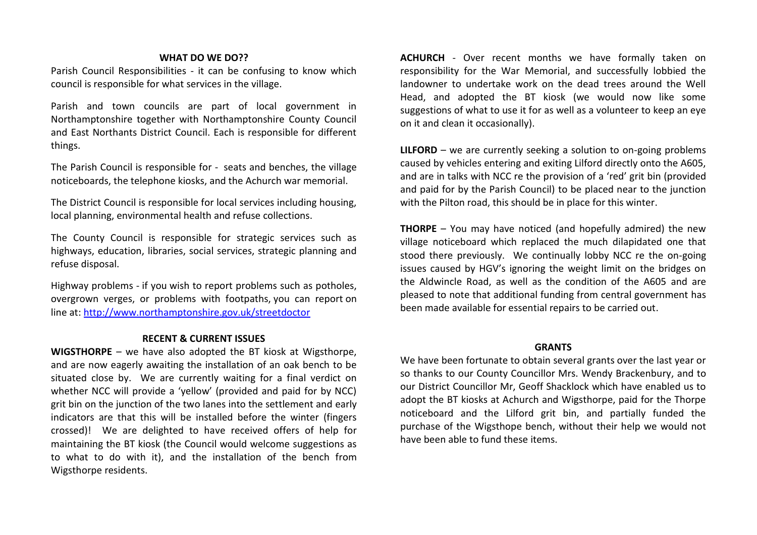## WHAT DO WE DO??

Parish Council Responsibilities - it can be confusing to know which council is responsible for what services in the village.

Parish and town councils are part of local government in Northamptonshire together with Northamptonshire County Council and East Northants District Council. Each is responsible for different things.

The Parish Council is responsible for - seats and benches, the village noticeboards, the telephone kiosks, and the Achurch war memorial.

The District Council is responsible for local services including housing, local planning, environmental health and refuse collections.

The County Council is responsible for strategic services such as highways, education, libraries, social services, strategic planning and refuse disposal.

Highway problems - if you wish to report problems such as potholes, overgrown verges, or problems with footpaths, you can report on line at: [http://www.northamptonshire.gov.uk/streetdoctor](http://www.northamptonshire.gov.uk/streetdoctor)

## RECENT & CURRENT ISSUES

**WIGSTHORPE** – we have also adopted the BT kiosk at Wigsthorpe, and are now eagerly awaiting the installation of an oak bench to be situated close by. We are currently waiting for a final verdict on whether NCC will provide a 'yellow' (provided and paid for by NCC) grit bin on the junction of the two lanes into the settlement and early indicators are that this will be installed before the winter (fingers crossed)! We are delighted to have received offers of help for maintaining the BT kiosk (the Council would welcome suggestions as to what to do with it), and the installation of the bench from Wigsthorpe residents.

**ACHURCH** - Over recent months we have formally taken on responsibility for the War Memorial, and successfully lobbied the landowner to undertake work on the dead trees around the Well Head, and adopted the BT kiosk (we would now like some suggestions of what to use it for as well as a volunteer to keep an eye on it and clean it occasionally).

**LILFORD** – we are currently seeking a solution to on-going problems caused by vehicles entering and exiting Lilford directly onto the A605, and are in talks with NCC re the provision of a 'red' grit bin (provided and paid for by the Parish Council) to be placed near to the junction with the Pilton road, this should be in place for this winter.

**THORPE** – You may have noticed (and hopefully admired) the new village noticeboard which replaced the much dilapidated one that stood there previously. We continually lobby NCC re the on-going issues caused by HGV's ignoring the weight limit on the bridges on the Aldwincle Road, as well as the condition of the A605 and are pleased to note that additional funding from central government has been made available for essential repairs to be carried out.

## GRANTS

We have been fortunate to obtain several grants over the last year or so thanks to our County Councillor Mrs. Wendy Brackenbury, and to our District Councillor Mr, Geoff Shacklock which have enabled us to adopt the BT kiosks at Achurch and Wigsthorpe, paid for the Thorpe noticeboard and the Lilford grit bin, and partially funded the purchase of the Wigsthope bench, without their help we would not have been able to fund these items.